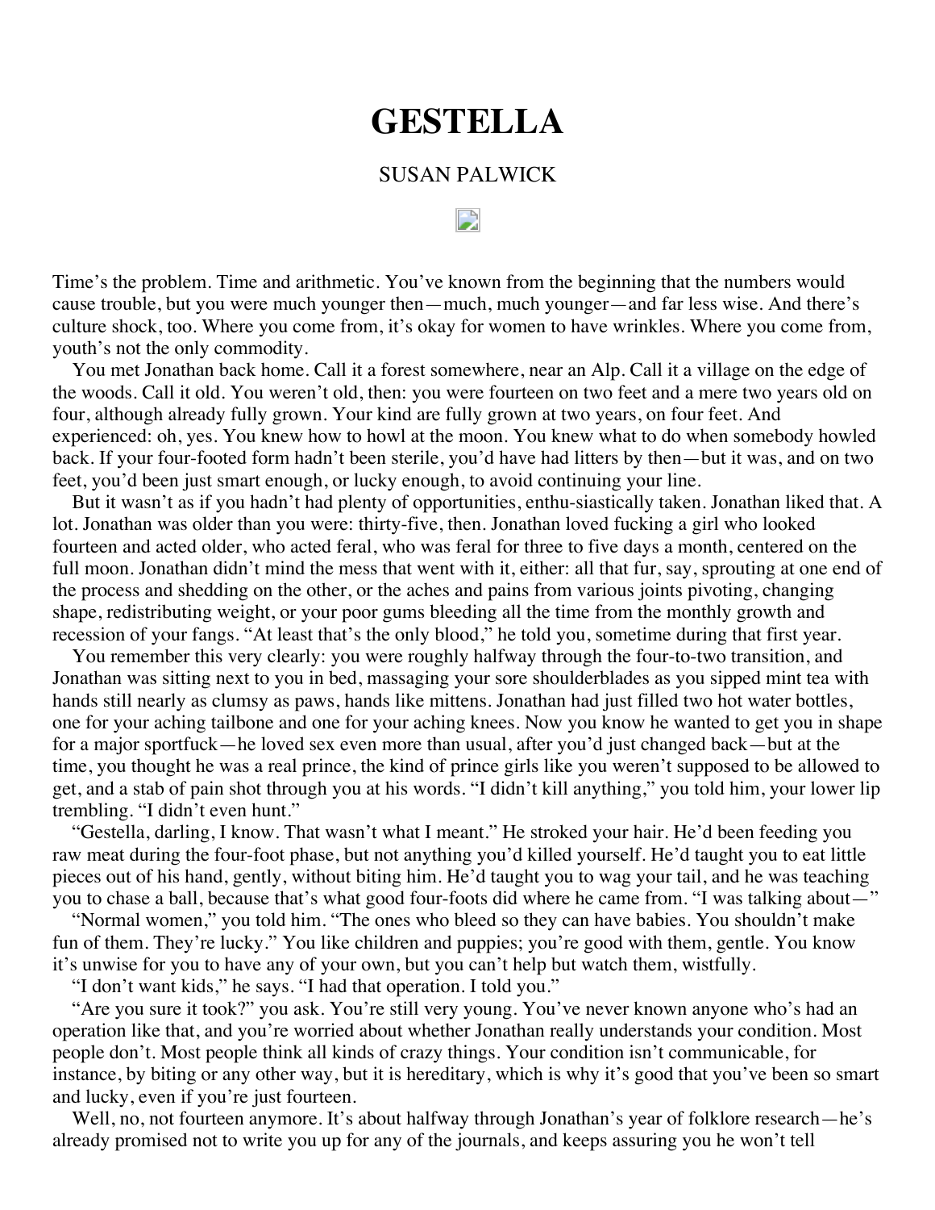# GESTELLA

SUSAN PALWICK

Time's the problem. Time and arithmetic. You've known from the beginning that the numbers would cause trouble, but you were much younger then—much, much younger—and far less wise. And there's culture shock, too. Where you come from, it's okay for women to have wrinkles. Where you come from, youth's not the only commodity.

You met Jonathan back home. Call it a forest somewhere, near an Alp. Call it a village on the edge of the woods. Call it old. You weren't old, then: you were fourteen on two feet and a mere two years old on four, although already fully grown. Your kind are fully grown at two years, on four feet. And experienced: oh, yes. You knew how to howl at the moon. You knew what to do when somebody howled back. If your four-footed form hadn't been sterile, you'd have had litters by then—but it was, and on two feet, you'd been just smart enough, or lucky enough, to avoid continuing your line.

But it wasn't as if you hadn't had plenty of opportunities, enthu-siastically taken. Jonathan liked that. A lot. Jonathan was older than you were: thirty-five, then. Jonathan loved fucking a girl who looked fourteen and acted older, who acted feral, who was feral for three to five days a month, centered on the full moon. Jonathan didn't mind the mess that went with it, either: all that fur, say, sprouting at one end of the process and shedding on the other, or the aches and pains from various joints pivoting, changing shape, redistributing weight, or your poor gums bleeding all the time from the monthly growth and recession of your fangs. "At least that's the only blood," he told you, sometime during that first year.

You remember this very clearly: you were roughly halfway through the four-to-two transition, and Jonathan was sitting next to you in bed, massaging your sore shoulderblades as you sipped mint tea with hands still nearly as clumsy as paws, hands like mittens. Jonathan had just filled two hot water bottles, one for your aching tailbone and one for your aching knees. Now you know he wanted to get you in shape for a major sportfuck—he loved sex even more than usual, after you'd just changed back—but at the time, you thought he was a real prince, the kind of prince girls like you weren't supposed to be allowed to get, and a stab of pain shot through you at his words. "I didn't kill anything," you told him, your lower lip trembling. "I didn't even hunt."

"Gestella, darling, I know. That wasn't what I meant." He stroked your hair. He'd been feeding you raw meat during the four-foot phase, but not anything you'd killed yourself. He'd taught you to eat little pieces out of his hand, gently, without biting him. He'd taught you to wag your tail, and he was teaching you to chase a ball, because that's what good four-foots did where he came from. "I was talking about—"

"Normal women," you told him. "The ones who bleed so they can have babies. You shouldn't make fun of them. They're lucky." You like children and puppies; you're good with them, gentle. You know it's unwise for you to have any of your own, but you can't help but watch them, wistfully.

"I don't want kids," he says. "I had that operation. I told you."

"Are you sure it took?" you ask. You're still very young. You've never known anyone who's had an operation like that, and you're worried about whether Jonathan really understands your condition. Most people don't. Most people think all kinds of crazy things. Your condition isn't communicable, for instance, by biting or any other way, but it is hereditary, which is why it's good that you've been so smart and lucky, even if you're just fourteen.

Well, no, not fourteen anymore. It's about halfway through Jonathan's year of folklore research—he's already promised not to write you up for any of the journals, and keeps assuring you he won't tell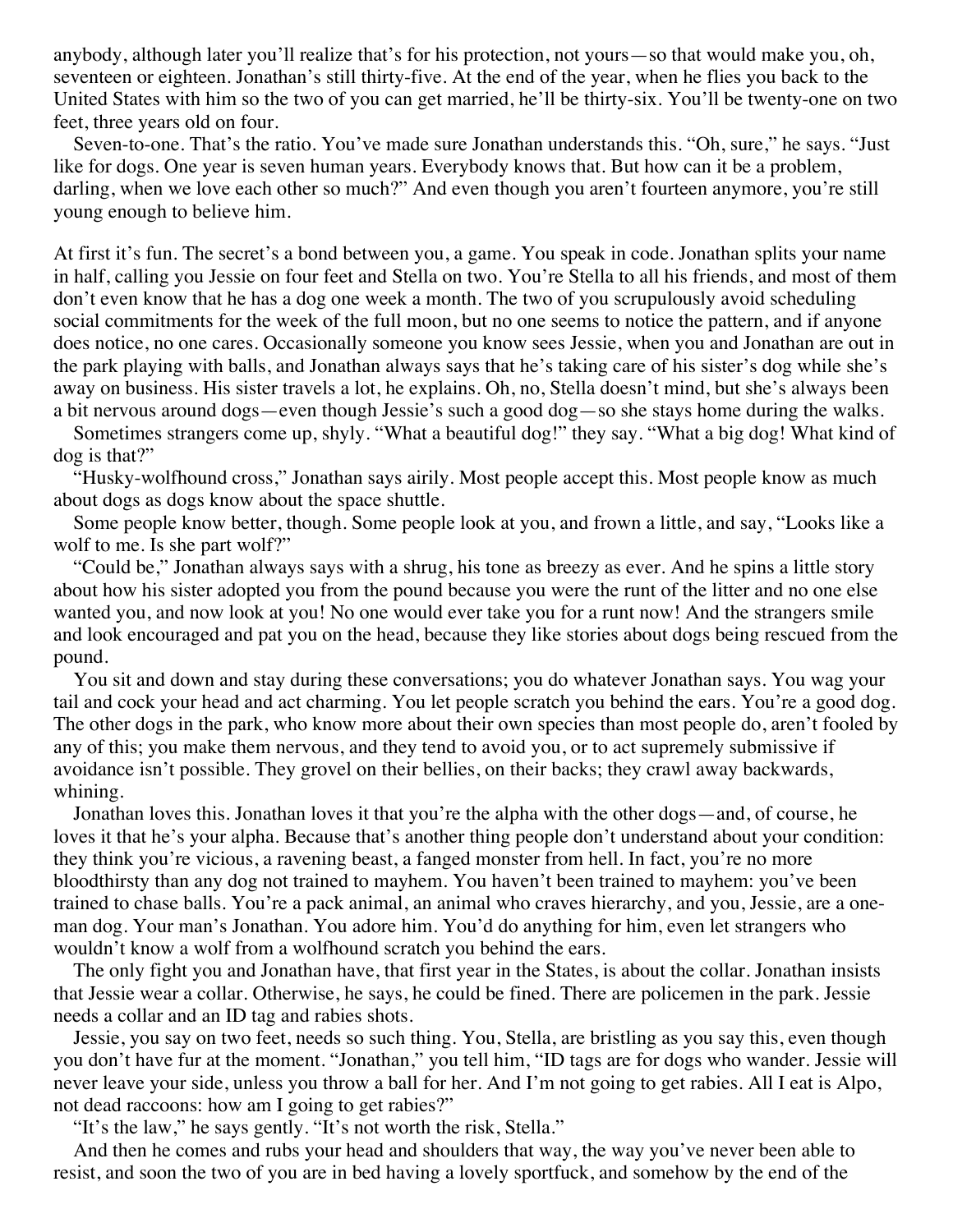anybody, although later you'll realize that's for his protection, not yours—so that would make you, oh, seventeen or eighteen. Jonathan's still thirty-five. At the end of the year, when he flies you back to the United States with him so the two of you can get married, he'll be thirty-six. You'll be twenty-one on two feet, three years old on four.

Seven-to-one. That's the ratio. You've made sure Jonathan understands this. "Oh, sure," he says. "Just like for dogs. One year is seven human years. Everybody knows that. But how can it be a problem, darling, when we love each other so much?" And even though you aren't fourteen anymore, you're still young enough to believe him.

At first it's fun. The secret's a bond between you, a game. You speak in code. Jonathan splits your name in half, calling you Jessie on four feet and Stella on two. You're Stella to all his friends, and most of them don't even know that he has a dog one week a month. The two of you scrupulously avoid scheduling social commitments for the week of the full moon, but no one seems to notice the pattern, and if anyone does notice, no one cares. Occasionally someone you know sees Jessie, when you and Jonathan are out in the park playing with balls, and Jonathan always says that he's taking care of his sister's dog while she's away on business. His sister travels a lot, he explains. Oh, no, Stella doesn't mind, but she's always been a bit nervous around dogs—even though Jessie's such a good dog—so she stays home during the walks.

Sometimes strangers come up, shyly. "What a beautiful dog!" they say. "What a big dog! What kind of dog is that?"

"Husky-wolfhound cross," Jonathan says airily. Most people accept this. Most people know as much about dogs as dogs know about the space shuttle.

Some people know better, though. Some people look at you, and frown a little, and say, "Looks like a wolf to me. Is she part wolf?"

"Could be," Jonathan always says with a shrug, his tone as breezy as ever. And he spins a little story about how his sister adopted you from the pound because you were the runt of the litter and no one else wanted you, and now look at you! No one would ever take you for a runt now! And the strangers smile and look encouraged and pat you on the head, because they like stories about dogs being rescued from the pound.

You sit and down and stay during these conversations; you do whatever Jonathan says. You wag your tail and cock your head and act charming. You let people scratch you behind the ears. You're a good dog. The other dogs in the park, who know more about their own species than most people do, aren't fooled by any of this; you make them nervous, and they tend to avoid you, or to act supremely submissive if avoidance isn't possible. They grovel on their bellies, on their backs; they crawl away backwards, whining.

Jonathan loves this. Jonathan loves it that you're the alpha with the other dogs—and, of course, he loves it that he's your alpha. Because that's another thing people don't understand about your condition: they think you're vicious, a ravening beast, a fanged monster from hell. In fact, you're no more bloodthirsty than any dog not trained to mayhem. You haven't been trained to mayhem: you've been trained to chase balls. You're a pack animal, an animal who craves hierarchy, and you, Jessie, are a one-man dog. Your man's Jonathan. You adore him. You'd do anything for him, even let strangers who wouldn't know a wolf from a wolfhound scratch you behind the ears.

The only fight you and Jonathan have, that first year in the States, is about the collar. Jonathan insists that Jessie wear a collar. Otherwise, he says, he could be fined. There are policemen in the park. Jessie needs a collar and an ID tag and rabies shots.

Jessie, you say on two feet, needs so such thing. You, Stella, are bristling as you say this, even though you don't have fur at the moment. "Jonathan," you tell him, "ID tags are for dogs who wander. Jessie will never leave your side, unless you throw a ball for her. And I'm not going to get rabies. All I eat is Alpo, not dead raccoons: how am I going to get rabies?"

"It's the law," he says gently. "It's not worth the risk, Stella."

And then he comes and rubs your head and shoulders that way, the way you've never been able to resist, and soon the two of you are in bed having a lovely sportfuck, and somehow by the end of the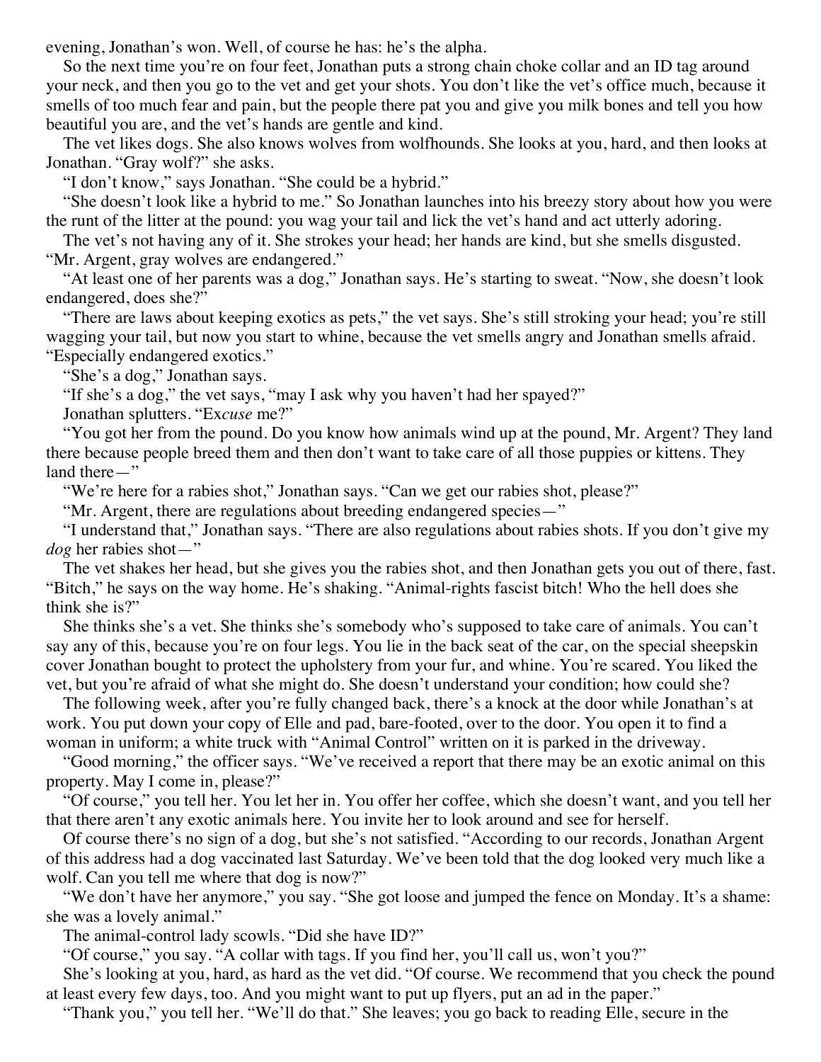evening, Jonathan's won. Well, of course he has: he's the alpha.

So the next time you're on four feet, Jonathan puts a strong chain choke collar and an ID tag around your neck, and then you go to the vet and get your shots. You don't like the vet's office much, because it smells of too much fear and pain, but the people there pat you and give you milk bones and tell you how beautiful you are, and the vet's hands are gentle and kind.

The vet likes dogs. She also knows wolves from wolfhounds. She looks at you, hard, and then looks at Jonathan. "Gray wolf?" she asks.

"I don't know," says Jonathan. "She could be a hybrid."

"She doesn't look like a hybrid to me." So Jonathan launches into his breezy story about how you were the runt of the litter at the pound: you wag your tail and lick the vet's hand and act utterly adoring.

The vet's not having any of it. She strokes your head; her hands are kind, but she smells disgusted. "Mr. Argent, gray wolves are endangered."

"At least one of her parents was a dog," Jonathan says. He's starting to sweat. "Now, she doesn't look endangered, does she?"

"There are laws about keeping exotics as pets," the vet says. She's still stroking your head; you're still wagging your tail, but now you start to whine, because the vet smells angry and Jonathan smells afraid. "Especially endangered exotics."

"She's a dog," Jonathan says.

"If she's a dog," the vet says, "may I ask why you haven't had her spayed?"

Jonathan splutters. "Ex*cuse* me?"

"You got her from the pound. Do you know how animals wind up at the pound, Mr. Argent? They land there because people breed them and then don't want to take care of all those puppies or kittens. They land there—"

"We're here for a rabies shot," Jonathan says. "Can we get our rabies shot, please?"

"Mr. Argent, there are regulations about breeding endangered species—"

"I understand that," Jonathan says. "There are also regulations about rabies shots. If you don't give my *dog* her rabies shot—"

The vet shakes her head, but she gives you the rabies shot, and then Jonathan gets you out of there, fast. "Bitch," he says on the way home. He's shaking. "Animal-rights fascist bitch! Who the hell does she think she is?"

She thinks she's a vet. She thinks she's somebody who's supposed to take care of animals. You can't say any of this, because you're on four legs. You lie in the back seat of the car, on the special sheepskin cover Jonathan bought to protect the upholstery from your fur, and whine. You're scared. You liked the vet, but you're afraid of what she might do. She doesn't understand your condition; how could she?

The following week, after you're fully changed back, there's a knock at the door while Jonathan's at work. You put down your copy of Elle and pad, bare-footed, over to the door. You open it to find a woman in uniform; a white truck with "Animal Control" written on it is parked in the driveway.

"Good morning," the officer says. "We've received a report that there may be an exotic animal on this property. May I come in, please?"

"Of course," you tell her. You let her in. You offer her coffee, which she doesn't want, and you tell her that there aren't any exotic animals here. You invite her to look around and see for herself.

Of course there's no sign of a dog, but she's not satisfied. "According to our records, Jonathan Argent of this address had a dog vaccinated last Saturday. We've been told that the dog looked very much like a wolf. Can you tell me where that dog is now?"

"We don't have her anymore," you say. "She got loose and jumped the fence on Monday. It's a shame: she was a lovely animal."

The animal-control lady scowls. "Did she have ID?"

"Of course," you say. "A collar with tags. If you find her, you'll call us, won't you?"

She's looking at you, hard, as hard as the vet did. "Of course. We recommend that you check the pound at least every few days, too. And you might want to put up flyers, put an ad in the paper."

"Thank you," you tell her. "We'll do that." She leaves; you go back to reading Elle, secure in the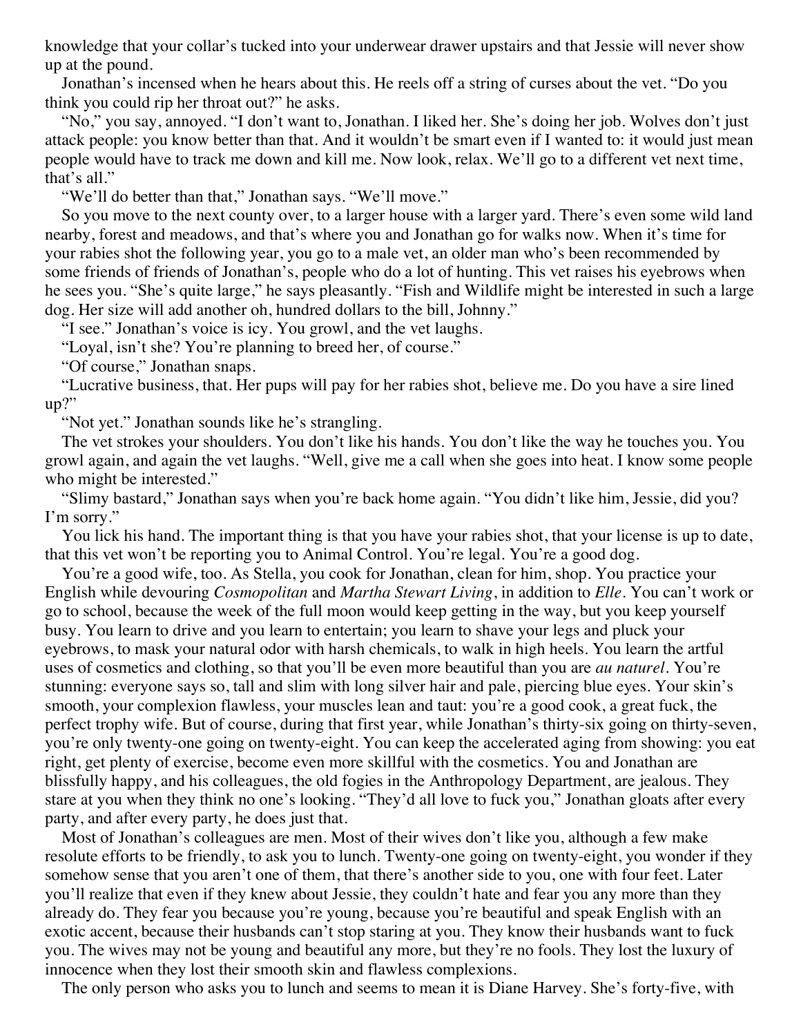knowledge that your collar's tucked into your underwear drawer upstairs and that Jessie will never show up at the pound.

Jonathan's incensed when he hears about this. He reels off a string of curses about the vet. "Do you think you could rip her throat out?" he asks.

"No," you say, annoyed. "I don't want to, Jonathan. I liked her. She's doing her job. Wolves don't just attack people: you know better than that. And it wouldn't be smart even if I wanted to: it would just mean people would have to track me down and kill me. Now look, relax. We'll go to a different vet next time, that's all."

"We'll do better than that," Jonathan says. "We'll move."

So you move to the next county over, to a larger house with a larger yard. There's even some wild land nearby, forest and meadows, and that's where you and Jonathan go for walks now. When it's time for your rabies shot the following year, you go to a male vet, an older man who's been recommended by some friends of friends of Jonathan's, people who do a lot of hunting. This vet raises his eyebrows when he sees you. "She's quite large," he says pleasantly. "Fish and Wildlife might be interested in such a large dog. Her size will add another oh, hundred dollars to the bill, Johnny."

"I see." Jonathan's voice is icy. You growl, and the vet laughs.

"Loyal, isn't she? You're planning to breed her, of course."

"Of course," Jonathan snaps.

"Lucrative business, that. Her pups will pay for her rabies shot, believe me. Do you have a sire lined up?"

"Not yet." Jonathan sounds like he's strangling.

The vet strokes your shoulders. You don't like his hands. You don't like the way he touches you. You growl again, and again the vet laughs. "Well, give me a call when she goes into heat. I know some people who might be interested."

"Slimy bastard," Jonathan says when you're back home again. "You didn't like him, Jessie, did you? I'm sorry."

You lick his hand. The important thing is that you have your rabies shot, that your license is up to date, that this vet won't be reporting you to Animal Control. You're legal. You're a good dog.

You're a good wife, too. As Stella, you cook for Jonathan, clean for him, shop. You practice your English while devouring *Cosmopolitan* and *Martha Stewart Living*, in addition to *Elle*. You can't work or go to school, because the week of the full moon would keep getting in the way, but you keep yourself busy. You learn to drive and you learn to entertain; you learn to shave your legs and pluck your eyebrows, to mask your natural odor with harsh chemicals, to walk in high heels. You learn the artful uses of cosmetics and clothing, so that you'll be even more beautiful than you are *au naturel*. You're stunning: everyone says so, tall and slim with long silver hair and pale, piercing blue eyes. Your skin's smooth, your complexion flawless, your muscles lean and taut: you're a good cook, a great fuck, the perfect trophy wife. But of course, during that first year, while Jonathan's thirty-six going on thirty-seven, you're only twenty-one going on twenty-eight. You can keep the accelerated aging from showing: you eat right, get plenty of exercise, become even more skillful with the cosmetics. You and Jonathan are blissfully happy, and his colleagues, the old fogies in the Anthropology Department, are jealous. They stare at you when they think no one's looking. "They'd all love to fuck you," Jonathan gloats after every party, and after every party, he does just that.

Most of Jonathan's colleagues are men. Most of their wives don't like you, although a few make resolute efforts to be friendly, to ask you to lunch. Twenty-one going on twenty-eight, you wonder if they somehow sense that you aren't one of them, that there's another side to you, one with four feet. Later you'll realize that even if they knew about Jessie, they couldn't hate and fear you any more than they already do. They fear you because you're young, because you're beautiful and speak English with an exotic accent, because their husbands can't stop staring at you. They know their husbands want to fuck you. The wives may not be young and beautiful any more, but they're no fools. They lost the luxury of innocence when they lost their smooth skin and flawless complexions.

The only person who asks you to lunch and seems to mean it is Diane Harvey. She's forty-five, with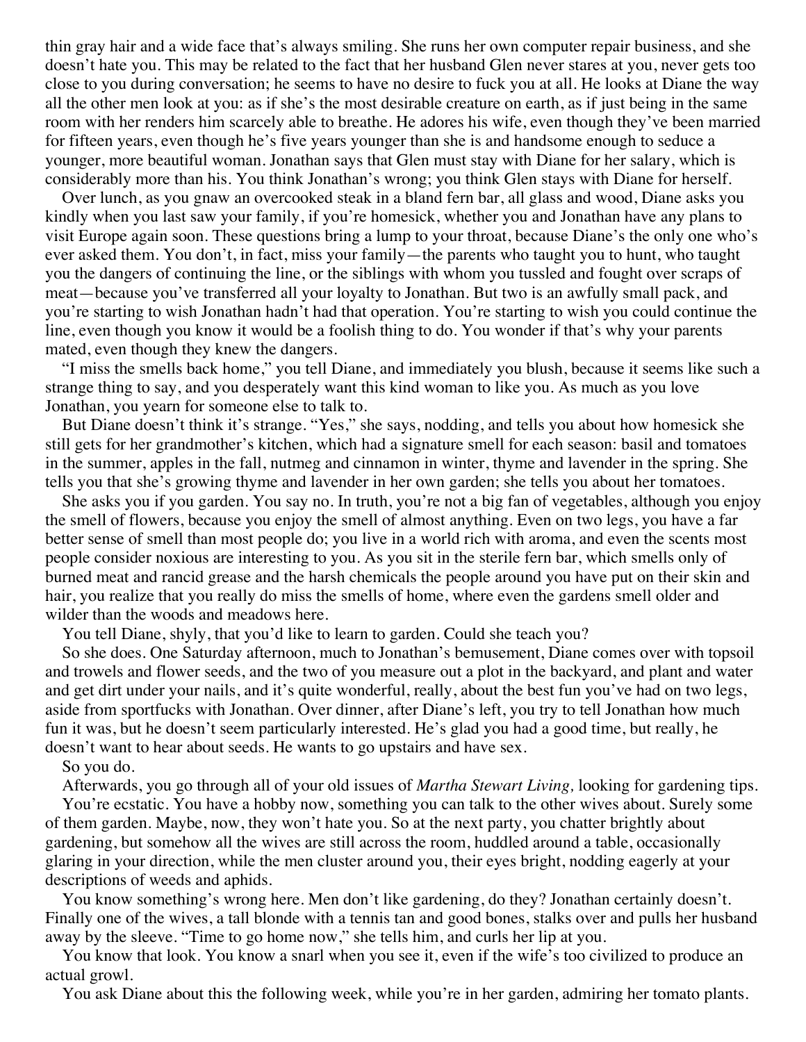thin gray hair and a wide face that's always smiling. She runs her own computer repair business, and she doesn't hate you. This may be related to the fact that her husband Glen never stares at you, never gets too close to you during conversation; he seems to have no desire to fuck you at all. He looks at Diane the way all the other men look at you: as if she's the most desirable creature on earth, as if just being in the same room with her renders him scarcely able to breathe. He adores his wife, even though they've been married for fifteen years, even though he's five years younger than she is and handsome enough to seduce a younger, more beautiful woman. Jonathan says that Glen must stay with Diane for her salary, which is considerably more than his. You think Jonathan's wrong; you think Glen stays with Diane for herself.

Over lunch, as you gnaw an overcooked steak in a bland fern bar, all glass and wood, Diane asks you kindly when you last saw your family, if you're homesick, whether you and Jonathan have any plans to visit Europe again soon. These questions bring a lump to your throat, because Diane's the only one who's ever asked them. You don't, in fact, miss your family—the parents who taught you to hunt, who taught you the dangers of continuing the line, or the siblings with whom you tussled and fought over scraps of meat—because you've transferred all your loyalty to Jonathan. But two is an awfully small pack, and you're starting to wish Jonathan hadn't had that operation. You're starting to wish you could continue the line, even though you know it would be a foolish thing to do. You wonder if that's why your parents mated, even though they knew the dangers.

"I miss the smells back home," you tell Diane, and immediately you blush, because it seems like such a strange thing to say, and you desperately want this kind woman to like you. As much as you love Jonathan, you yearn for someone else to talk to.

But Diane doesn't think it's strange. "Yes," she says, nodding, and tells you about how homesick she still gets for her grandmother's kitchen, which had a signature smell for each season: basil and tomatoes in the summer, apples in the fall, nutmeg and cinnamon in winter, thyme and lavender in the spring. She tells you that she's growing thyme and lavender in her own garden; she tells you about her tomatoes.

She asks you if you garden. You say no. In truth, you're not a big fan of vegetables, although you enjoy the smell of flowers, because you enjoy the smell of almost anything. Even on two legs, you have a far better sense of smell than most people do; you live in a world rich with aroma, and even the scents most people consider noxious are interesting to you. As you sit in the sterile fern bar, which smells only of burned meat and rancid grease and the harsh chemicals the people around you have put on their skin and hair, you realize that you really do miss the smells of home, where even the gardens smell older and wilder than the woods and meadows here.

You tell Diane, shyly, that you'd like to learn to garden. Could she teach you?

So she does. One Saturday afternoon, much to Jonathan's bemusement, Diane comes over with topsoil and trowels and flower seeds, and the two of you measure out a plot in the backyard, and plant and water and get dirt under your nails, and it's quite wonderful, really, about the best fun you've had on two legs, aside from sportfucks with Jonathan. Over dinner, after Diane's left, you try to tell Jonathan how much fun it was, but he doesn't seem particularly interested. He's glad you had a good time, but really, he doesn't want to hear about seeds. He wants to go upstairs and have sex.

So you do.

Afterwards, you go through all of your old issues of *Martha Stewart Living,* looking for gardening tips.

You're ecstatic. You have a hobby now, something you can talk to the other wives about. Surely some of them garden. Maybe, now, they won't hate you. So at the next party, you chatter brightly about gardening, but somehow all the wives are still across the room, huddled around a table, occasionally glaring in your direction, while the men cluster around you, their eyes bright, nodding eagerly at your descriptions of weeds and aphids.

You know something's wrong here. Men don't like gardening, do they? Jonathan certainly doesn't. Finally one of the wives, a tall blonde with a tennis tan and good bones, stalks over and pulls her husband away by the sleeve. "Time to go home now," she tells him, and curls her lip at you.

You know that look. You know a snarl when you see it, even if the wife's too civilized to produce an actual growl.

You ask Diane about this the following week, while you're in her garden, admiring her tomato plants.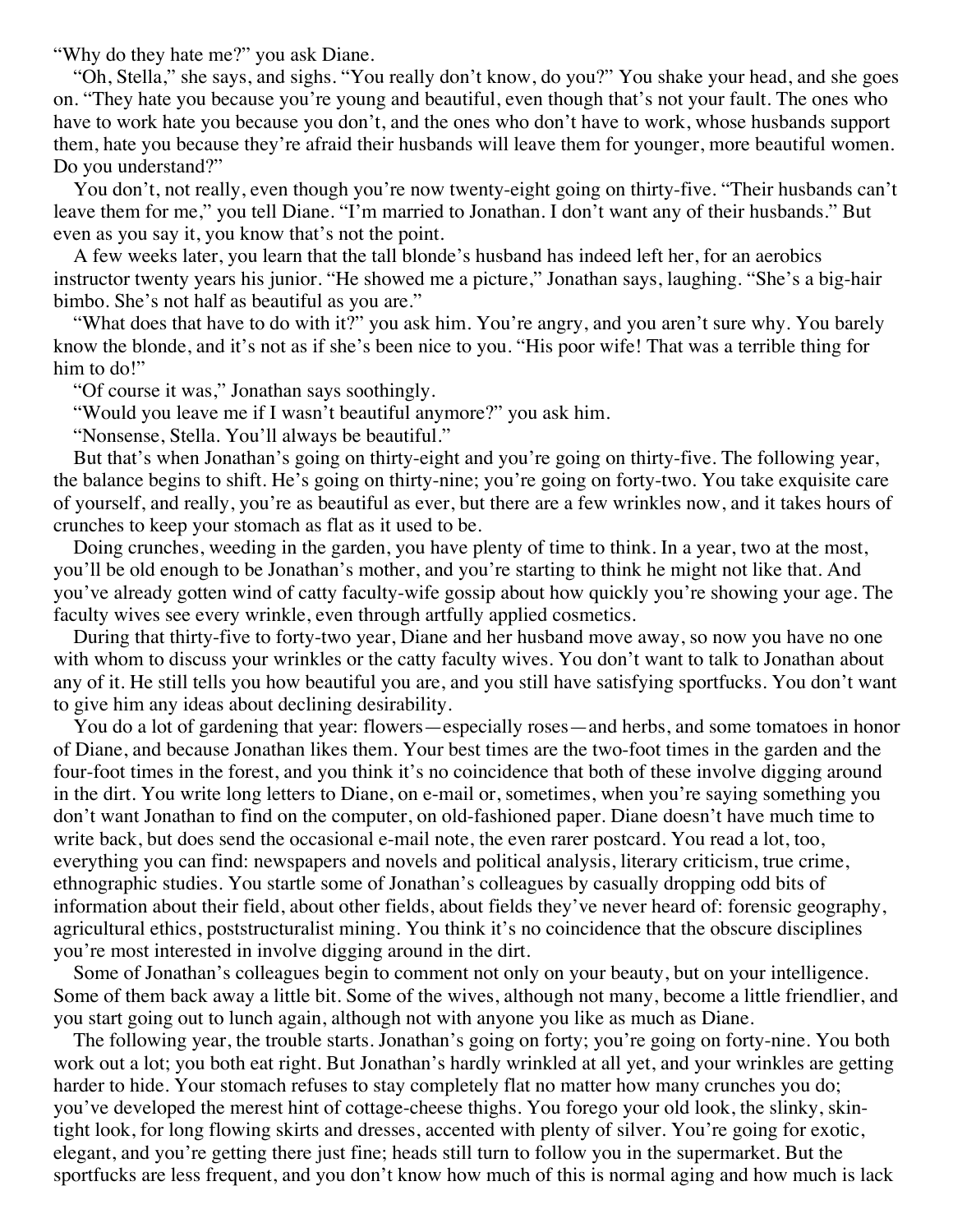"Why do they hate me?" you ask Diane.

"Oh, Stella," she says, and sighs. "You really don't know, do you?" You shake your head, and she goes on. "They hate you because you're young and beautiful, even though that's not your fault. The ones who have to work hate you because you don't, and the ones who don't have to work, whose husbands support them, hate you because they're afraid their husbands will leave them for younger, more beautiful women. Do you understand?"

You don't, not really, even though you're now twenty-eight going on thirty-five. "Their husbands can't leave them for me," you tell Diane. "I'm married to Jonathan. I don't want any of their husbands." But even as you say it, you know that's not the point.

A few weeks later, you learn that the tall blonde's husband has indeed left her, for an aerobics instructor twenty years his junior. "He showed me a picture," Jonathan says, laughing. "She's a big-hair bimbo. She's not half as beautiful as you are."

"What does that have to do with it?" you ask him. You're angry, and you aren't sure why. You barely know the blonde, and it's not as if she's been nice to you. "His poor wife! That was a terrible thing for him to do!"

"Of course it was," Jonathan says soothingly.

"Would you leave me if I wasn't beautiful anymore?" you ask him.

"Nonsense, Stella. You'll always be beautiful."

But that's when Jonathan's going on thirty-eight and you're going on thirty-five. The following year, the balance begins to shift. He's going on thirty-nine; you're going on forty-two. You take exquisite care of yourself, and really, you're as beautiful as ever, but there are a few wrinkles now, and it takes hours of crunches to keep your stomach as flat as it used to be.

Doing crunches, weeding in the garden, you have plenty of time to think. In a year, two at the most, you'll be old enough to be Jonathan's mother, and you're starting to think he might not like that. And you've already gotten wind of catty faculty-wife gossip about how quickly you're showing your age. The faculty wives see every wrinkle, even through artfully applied cosmetics.

During that thirty-five to forty-two year, Diane and her husband move away, so now you have no one with whom to discuss your wrinkles or the catty faculty wives. You don't want to talk to Jonathan about any of it. He still tells you how beautiful you are, and you still have satisfying sportfucks. You don't want to give him any ideas about declining desirability.

You do a lot of gardening that year: flowers—especially roses—and herbs, and some tomatoes in honor of Diane, and because Jonathan likes them. Your best times are the two-foot times in the garden and the four-foot times in the forest, and you think it's no coincidence that both of these involve digging around in the dirt. You write long letters to Diane, on e-mail or, sometimes, when you're saying something you don't want Jonathan to find on the computer, on old-fashioned paper. Diane doesn't have much time to write back, but does send the occasional e-mail note, the even rarer postcard. You read a lot, too, everything you can find: newspapers and novels and political analysis, literary criticism, true crime, ethnographic studies. You startle some of Jonathan's colleagues by casually dropping odd bits of information about their field, about other fields, about fields they've never heard of: forensic geography, agricultural ethics, poststructuralist mining. You think it's no coincidence that the obscure disciplines you're most interested in involve digging around in the dirt.

Some of Jonathan's colleagues begin to comment not only on your beauty, but on your intelligence. Some of them back away a little bit. Some of the wives, although not many, become a little friendlier, and you start going out to lunch again, although not with anyone you like as much as Diane.

The following year, the trouble starts. Jonathan's going on forty; you're going on forty-nine. You both work out a lot; you both eat right. But Jonathan's hardly wrinkled at all yet, and your wrinkles are getting harder to hide. Your stomach refuses to stay completely flat no matter how many crunches you do; you've developed the merest hint of cottage-cheese thighs. You forego your old look, the slinky, skin-tight look, for long flowing skirts and dresses, accented with plenty of silver. You're going for exotic, elegant, and you're getting there just fine; heads still turn to follow you in the supermarket. But the sportfucks are less frequent, and you don't know how much of this is normal aging and how much is lack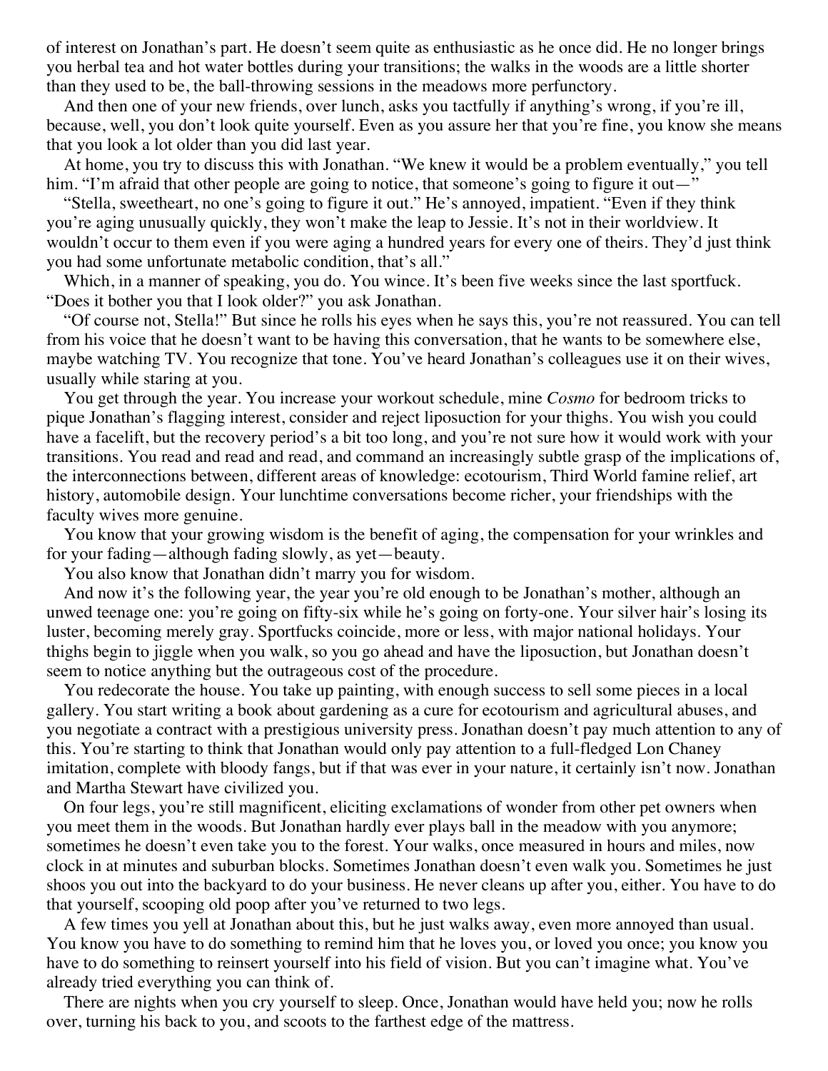of interest on Jonathan's part. He doesn't seem quite as enthusiastic as he once did. He no longer brings you herbal tea and hot water bottles during your transitions; the walks in the woods are a little shorter than they used to be, the ball-throwing sessions in the meadows more perfunctory.

And then one of your new friends, over lunch, asks you tactfully if anything's wrong, if you're ill, because, well, you don't look quite yourself. Even as you assure her that you're fine, you know she means that you look a lot older than you did last year.

At home, you try to discuss this with Jonathan. "We knew it would be a problem eventually," you tell him. "I'm afraid that other people are going to notice, that someone's going to figure it out—"

"Stella, sweetheart, no one's going to figure it out." He's annoyed, impatient. "Even if they think you're aging unusually quickly, they won't make the leap to Jessie. It's not in their worldview. It wouldn't occur to them even if you were aging a hundred years for every one of theirs. They'd just think you had some unfortunate metabolic condition, that's all."

Which, in a manner of speaking, you do. You wince. It's been five weeks since the last sportfuck. "Does it bother you that I look older?" you ask Jonathan.

"Of course not, Stella!" But since he rolls his eyes when he says this, you're not reassured. You can tell from his voice that he doesn't want to be having this conversation, that he wants to be somewhere else, maybe watching TV. You recognize that tone. You've heard Jonathan's colleagues use it on their wives, usually while staring at you.

You get through the year. You increase your workout schedule, mine *Cosmo* for bedroom tricks to pique Jonathan's flagging interest, consider and reject liposuction for your thighs. You wish you could have a facelift, but the recovery period's a bit too long, and you're not sure how it would work with your transitions. You read and read and read, and command an increasingly subtle grasp of the implications of, the interconnections between, different areas of knowledge: ecotourism, Third World famine relief, art history, automobile design. Your lunchtime conversations become richer, your friendships with the faculty wives more genuine.

You know that your growing wisdom is the benefit of aging, the compensation for your wrinkles and for your fading—although fading slowly, as yet—beauty.

You also know that Jonathan didn't marry you for wisdom.

And now it's the following year, the year you're old enough to be Jonathan's mother, although an unwed teenage one: you're going on fifty-six while he's going on forty-one. Your silver hair's losing its luster, becoming merely gray. Sportfucks coincide, more or less, with major national holidays. Your thighs begin to jiggle when you walk, so you go ahead and have the liposuction, but Jonathan doesn't seem to notice anything but the outrageous cost of the procedure.

You redecorate the house. You take up painting, with enough success to sell some pieces in a local gallery. You start writing a book about gardening as a cure for ecotourism and agricultural abuses, and you negotiate a contract with a prestigious university press. Jonathan doesn't pay much attention to any of this. You're starting to think that Jonathan would only pay attention to a full-fledged Lon Chaney imitation, complete with bloody fangs, but if that was ever in your nature, it certainly isn't now. Jonathan and Martha Stewart have civilized you.

On four legs, you're still magnificent, eliciting exclamations of wonder from other pet owners when you meet them in the woods. But Jonathan hardly ever plays ball in the meadow with you anymore; sometimes he doesn't even take you to the forest. Your walks, once measured in hours and miles, now clock in at minutes and suburban blocks. Sometimes Jonathan doesn't even walk you. Sometimes he just shoos you out into the backyard to do your business. He never cleans up after you, either. You have to do that yourself, scooping old poop after you've returned to two legs.

A few times you yell at Jonathan about this, but he just walks away, even more annoyed than usual. You know you have to do something to remind him that he loves you, or loved you once; you know you have to do something to reinsert yourself into his field of vision. But you can't imagine what. You've already tried everything you can think of.

There are nights when you cry yourself to sleep. Once, Jonathan would have held you; now he rolls over, turning his back to you, and scoots to the farthest edge of the mattress.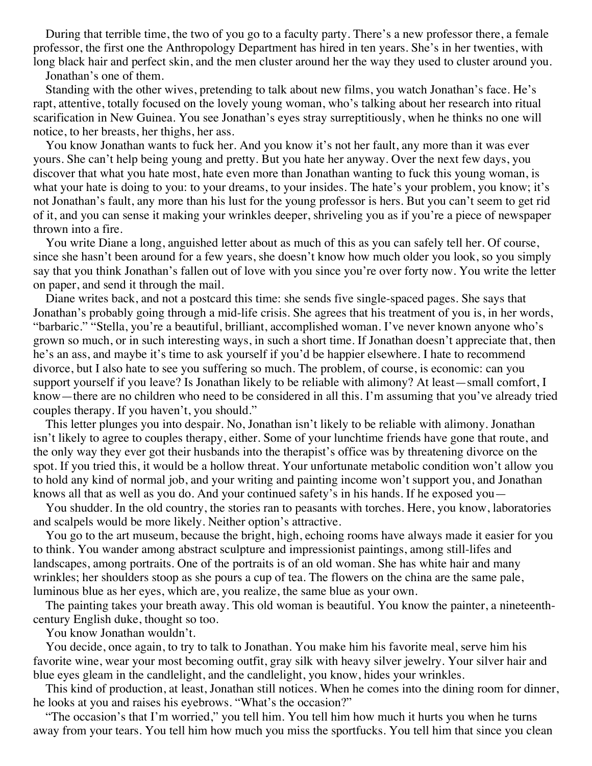During that terrible time, the two of you go to a faculty party. There's a new professor there, a female professor, the first one the Anthropology Department has hired in ten years. She's in her twenties, with long black hair and perfect skin, and the men cluster around her the way they used to cluster around you.

Jonathan's one of them.

Standing with the other wives, pretending to talk about new films, you watch Jonathan's face. He's rapt, attentive, totally focused on the lovely young woman, who's talking about her research into ritual scarification in New Guinea. You see Jonathan's eyes stray surreptitiously, when he thinks no one will notice, to her breasts, her thighs, her ass.

You know Jonathan wants to fuck her. And you know it's not her fault, any more than it was ever yours. She can't help being young and pretty. But you hate her anyway. Over the next few days, you discover that what you hate most, hate even more than Jonathan wanting to fuck this young woman, is what your hate is doing to you: to your dreams, to your insides. The hate's your problem, you know; it's not Jonathan's fault, any more than his lust for the young professor is hers. But you can't seem to get rid of it, and you can sense it making your wrinkles deeper, shriveling you as if you're a piece of newspaper thrown into a fire.

You write Diane a long, anguished letter about as much of this as you can safely tell her. Of course, since she hasn't been around for a few years, she doesn't know how much older you look, so you simply say that you think Jonathan's fallen out of love with you since you're over forty now. You write the letter on paper, and send it through the mail.

Diane writes back, and not a postcard this time: she sends five single-spaced pages. She says that Jonathan's probably going through a mid-life crisis. She agrees that his treatment of you is, in her words, "barbaric." "Stella, you're a beautiful, brilliant, accomplished woman. I've never known anyone who's grown so much, or in such interesting ways, in such a short time. If Jonathan doesn't appreciate that, then he's an ass, and maybe it's time to ask yourself if you'd be happier elsewhere. I hate to recommend divorce, but I also hate to see you suffering so much. The problem, of course, is economic: can you support yourself if you leave? Is Jonathan likely to be reliable with alimony? At least—small comfort, I know—there are no children who need to be considered in all this. I'm assuming that you've already tried couples therapy. If you haven't, you should."

This letter plunges you into despair. No, Jonathan isn't likely to be reliable with alimony. Jonathan isn't likely to agree to couples therapy, either. Some of your lunchtime friends have gone that route, and the only way they ever got their husbands into the therapist's office was by threatening divorce on the spot. If you tried this, it would be a hollow threat. Your unfortunate metabolic condition won't allow you to hold any kind of normal job, and your writing and painting income won't support you, and Jonathan knows all that as well as you do. And your continued safety's in his hands. If he exposed you—

You shudder. In the old country, the stories ran to peasants with torches. Here, you know, laboratories and scalpels would be more likely. Neither option's attractive.

You go to the art museum, because the bright, high, echoing rooms have always made it easier for you to think. You wander among abstract sculpture and impressionist paintings, among still-lifes and landscapes, among portraits. One of the portraits is of an old woman. She has white hair and many wrinkles; her shoulders stoop as she pours a cup of tea. The flowers on the china are the same pale, luminous blue as her eyes, which are, you realize, the same blue as your own.

The painting takes your breath away. This old woman is beautiful. You know the painter, a nineteenth-century English duke, thought so too.

You know Jonathan wouldn't.

You decide, once again, to try to talk to Jonathan. You make him his favorite meal, serve him his favorite wine, wear your most becoming outfit, gray silk with heavy silver jewelry. Your silver hair and blue eyes gleam in the candlelight, and the candlelight, you know, hides your wrinkles.

This kind of production, at least, Jonathan still notices. When he comes into the dining room for dinner, he looks at you and raises his eyebrows. "What's the occasion?"

"The occasion's that I'm worried," you tell him. You tell him how much it hurts you when he turns away from your tears. You tell him how much you miss the sportfucks. You tell him that since you clean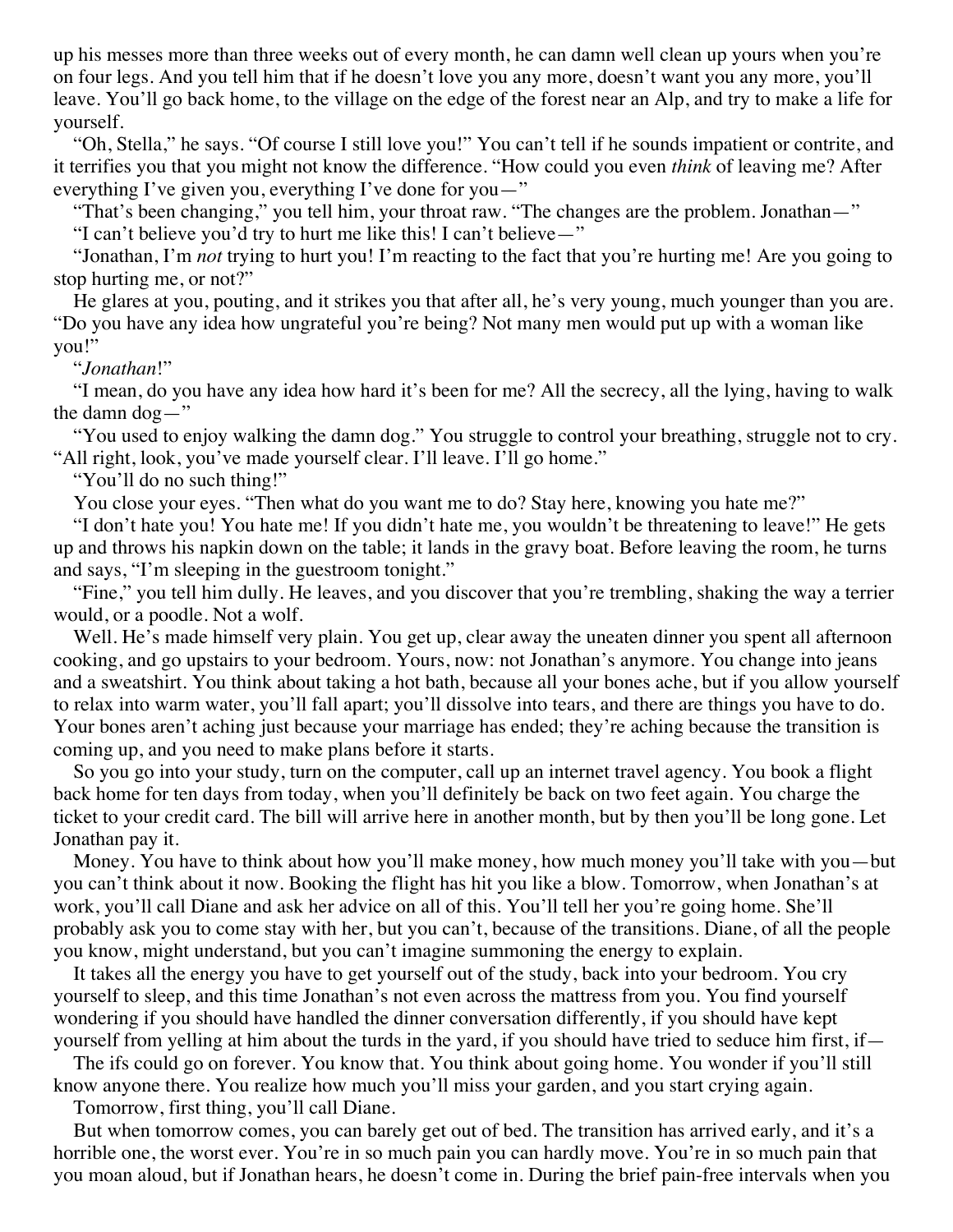up his messes more than three weeks out of every month, he can damn well clean up yours when you're on four legs. And you tell him that if he doesn't love you any more, doesn't want you any more, you'll leave. You'll go back home, to the village on the edge of the forest near an Alp, and try to make a life for yourself.

"Oh, Stella," he says. "Of course I still love you!" You can't tell if he sounds impatient or contrite, and it terrifies you that you might not know the difference. "How could you even *think* of leaving me? After everything I've given you, everything I've done for you—"

"That's been changing," you tell him, your throat raw. "The changes are the problem. Jonathan—"

"I can't believe you'd try to hurt me like this! I can't believe—"

"Jonathan, I'm *not* trying to hurt you! I'm reacting to the fact that you're hurting me! Are you going to stop hurting me, or not?"

He glares at you, pouting, and it strikes you that after all, he's very young, much younger than you are. "Do you have any idea how ungrateful you're being? Not many men would put up with a woman like you!"

"*Jonathan*!"

"I mean, do you have any idea how hard it's been for me? All the secrecy, all the lying, having to walk the damn dog—"

"You used to enjoy walking the damn dog." You struggle to control your breathing, struggle not to cry. "All right, look, you've made yourself clear. I'll leave. I'll go home."

"You'll do no such thing!"

You close your eyes. "Then what do you want me to do? Stay here, knowing you hate me?"

"I don't hate you! You hate me! If you didn't hate me, you wouldn't be threatening to leave!" He gets up and throws his napkin down on the table; it lands in the gravy boat. Before leaving the room, he turns and says, "I'm sleeping in the guestroom tonight."

"Fine," you tell him dully. He leaves, and you discover that you're trembling, shaking the way a terrier would, or a poodle. Not a wolf.

Well. He's made himself very plain. You get up, clear away the uneaten dinner you spent all afternoon cooking, and go upstairs to your bedroom. Yours, now: not Jonathan's anymore. You change into jeans and a sweatshirt. You think about taking a hot bath, because all your bones ache, but if you allow yourself to relax into warm water, you'll fall apart; you'll dissolve into tears, and there are things you have to do. Your bones aren't aching just because your marriage has ended; they're aching because the transition is coming up, and you need to make plans before it starts.

So you go into your study, turn on the computer, call up an internet travel agency. You book a flight back home for ten days from today, when you'll definitely be back on two feet again. You charge the ticket to your credit card. The bill will arrive here in another month, but by then you'll be long gone. Let Jonathan pay it.

Money. You have to think about how you'll make money, how much money you'll take with you—but you can't think about it now. Booking the flight has hit you like a blow. Tomorrow, when Jonathan's at work, you'll call Diane and ask her advice on all of this. You'll tell her you're going home. She'll probably ask you to come stay with her, but you can't, because of the transitions. Diane, of all the people you know, might understand, but you can't imagine summoning the energy to explain.

It takes all the energy you have to get yourself out of the study, back into your bedroom. You cry yourself to sleep, and this time Jonathan's not even across the mattress from you. You find yourself wondering if you should have handled the dinner conversation differently, if you should have kept yourself from yelling at him about the turds in the yard, if you should have tried to seduce him first, if—

The ifs could go on forever. You know that. You think about going home. You wonder if you'll still know anyone there. You realize how much you'll miss your garden, and you start crying again.

Tomorrow, first thing, you'll call Diane.

But when tomorrow comes, you can barely get out of bed. The transition has arrived early, and it's a horrible one, the worst ever. You're in so much pain you can hardly move. You're in so much pain that you moan aloud, but if Jonathan hears, he doesn't come in. During the brief pain-free intervals when you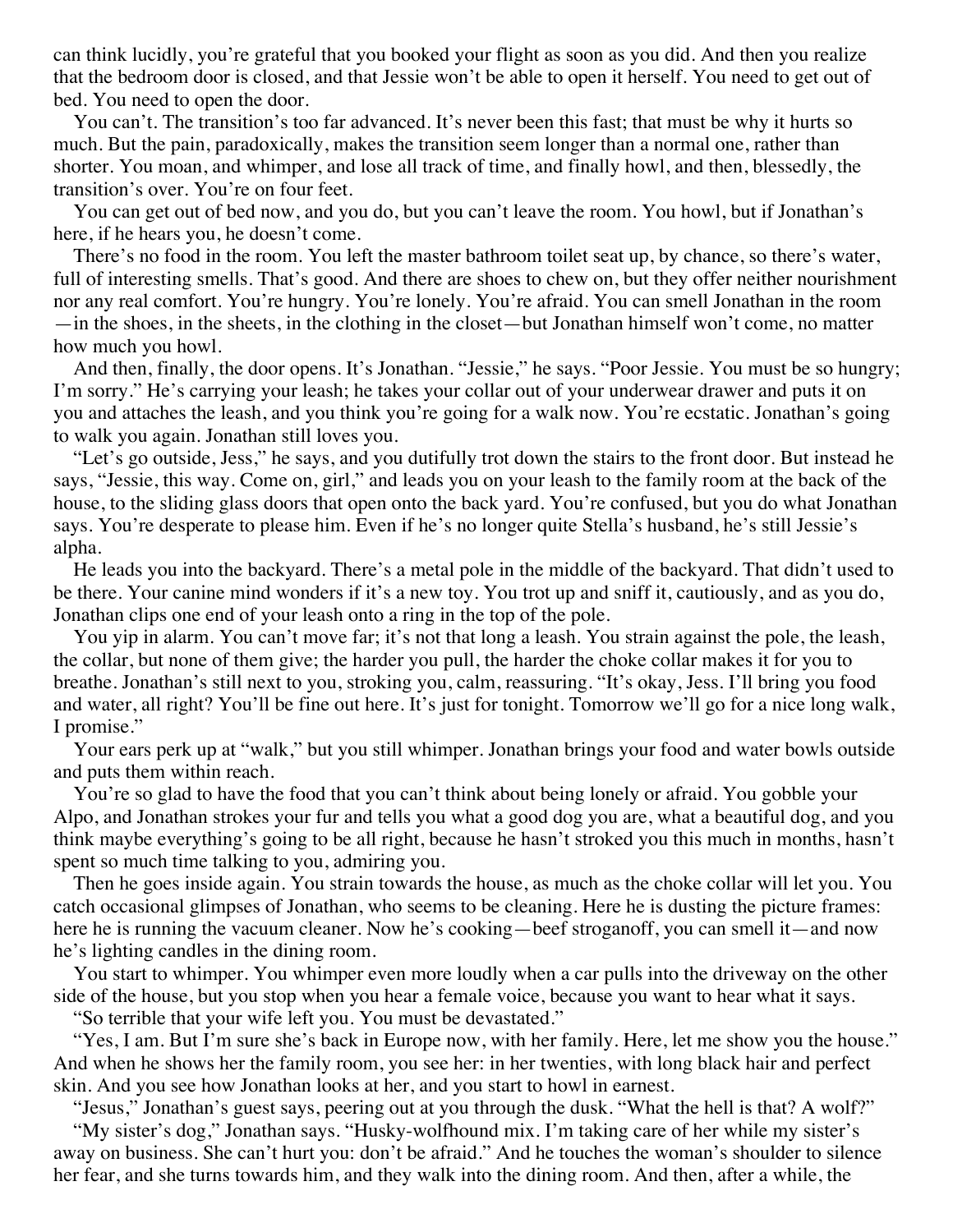can think lucidly, you're grateful that you booked your flight as soon as you did. And then you realize that the bedroom door is closed, and that Jessie won't be able to open it herself. You need to get out of bed. You need to open the door.

You can't. The transition's too far advanced. It's never been this fast; that must be why it hurts so much. But the pain, paradoxically, makes the transition seem longer than a normal one, rather than shorter. You moan, and whimper, and lose all track of time, and finally howl, and then, blessedly, the transition's over. You're on four feet.

You can get out of bed now, and you do, but you can't leave the room. You howl, but if Jonathan's here, if he hears you, he doesn't come.

There's no food in the room. You left the master bathroom toilet seat up, by chance, so there's water, full of interesting smells. That's good. And there are shoes to chew on, but they offer neither nourishment nor any real comfort. You're hungry. You're lonely. You're afraid. You can smell Jonathan in the room —in the shoes, in the sheets, in the clothing in the closet—but Jonathan himself won't come, no matter how much you howl.

And then, finally, the door opens. It's Jonathan. "Jessie," he says. "Poor Jessie. You must be so hungry; I'm sorry." He's carrying your leash; he takes your collar out of your underwear drawer and puts it on you and attaches the leash, and you think you're going for a walk now. You're ecstatic. Jonathan's going to walk you again. Jonathan still loves you.

"Let's go outside, Jess," he says, and you dutifully trot down the stairs to the front door. But instead he says, "Jessie, this way. Come on, girl," and leads you on your leash to the family room at the back of the house, to the sliding glass doors that open onto the back yard. You're confused, but you do what Jonathan says. You're desperate to please him. Even if he's no longer quite Stella's husband, he's still Jessie's alpha.

He leads you into the backyard. There's a metal pole in the middle of the backyard. That didn't used to be there. Your canine mind wonders if it's a new toy. You trot up and sniff it, cautiously, and as you do, Jonathan clips one end of your leash onto a ring in the top of the pole.

You yip in alarm. You can't move far; it's not that long a leash. You strain against the pole, the leash, the collar, but none of them give; the harder you pull, the harder the choke collar makes it for you to breathe. Jonathan's still next to you, stroking you, calm, reassuring. "It's okay, Jess. I'll bring you food and water, all right? You'll be fine out here. It's just for tonight. Tomorrow we'll go for a nice long walk, I promise."

Your ears perk up at "walk," but you still whimper. Jonathan brings your food and water bowls outside and puts them within reach.

You're so glad to have the food that you can't think about being lonely or afraid. You gobble your Alpo, and Jonathan strokes your fur and tells you what a good dog you are, what a beautiful dog, and you think maybe everything's going to be all right, because he hasn't stroked you this much in months, hasn't spent so much time talking to you, admiring you.

Then he goes inside again. You strain towards the house, as much as the choke collar will let you. You catch occasional glimpses of Jonathan, who seems to be cleaning. Here he is dusting the picture frames: here he is running the vacuum cleaner. Now he's cooking—beef stroganoff, you can smell it—and now he's lighting candles in the dining room.

You start to whimper. You whimper even more loudly when a car pulls into the driveway on the other side of the house, but you stop when you hear a female voice, because you want to hear what it says.

"So terrible that your wife left you. You must be devastated."

"Yes, I am. But I'm sure she's back in Europe now, with her family. Here, let me show you the house." And when he shows her the family room, you see her: in her twenties, with long black hair and perfect skin. And you see how Jonathan looks at her, and you start to howl in earnest.

"Jesus," Jonathan's guest says, peering out at you through the dusk. "What the hell is that? A wolf?"

"My sister's dog," Jonathan says. "Husky-wolfhound mix. I'm taking care of her while my sister's away on business. She can't hurt you: don't be afraid." And he touches the woman's shoulder to silence her fear, and she turns towards him, and they walk into the dining room. And then, after a while, the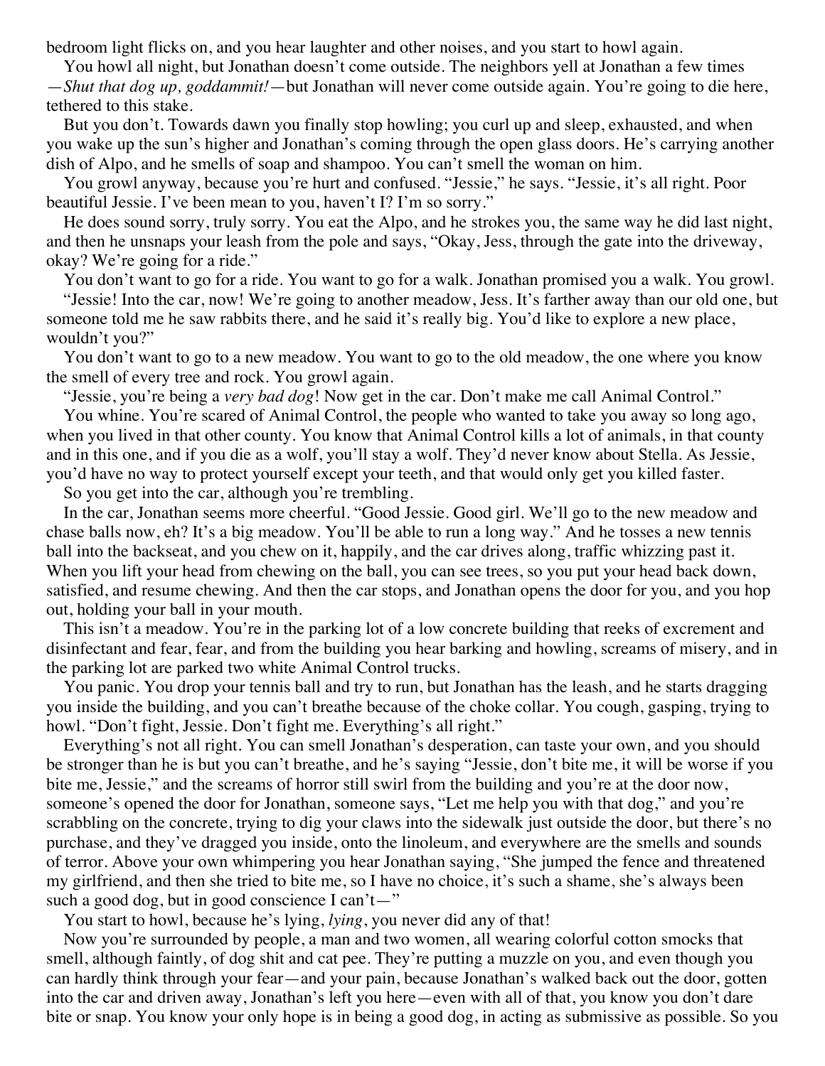bedroom light flicks on, and you hear laughter and other noises, and you start to howl again.

You howl all night, but Jonathan doesn't come outside. The neighbors yell at Jonathan a few times —*Shut that dog up, goddammit!*—but Jonathan will never come outside again. You're going to die here, tethered to this stake.

But you don't. Towards dawn you finally stop howling; you curl up and sleep, exhausted, and when you wake up the sun's higher and Jonathan's coming through the open glass doors. He's carrying another dish of Alpo, and he smells of soap and shampoo. You can't smell the woman on him.

You growl anyway, because you're hurt and confused. "Jessie," he says. "Jessie, it's all right. Poor beautiful Jessie. I've been mean to you, haven't I? I'm so sorry."

He does sound sorry, truly sorry. You eat the Alpo, and he strokes you, the same way he did last night, and then he unsnaps your leash from the pole and says, "Okay, Jess, through the gate into the driveway, okay? We're going for a ride."

You don't want to go for a ride. You want to go for a walk. Jonathan promised you a walk. You growl.

"Jessie! Into the car, now! We're going to another meadow, Jess. It's farther away than our old one, but someone told me he saw rabbits there, and he said it's really big. You'd like to explore a new place, wouldn't you?"

You don't want to go to a new meadow. You want to go to the old meadow, the one where you know the smell of every tree and rock. You growl again.

"Jessie, you're being a *very bad dog*! Now get in the car. Don't make me call Animal Control."

You whine. You're scared of Animal Control, the people who wanted to take you away so long ago, when you lived in that other county. You know that Animal Control kills a lot of animals, in that county and in this one, and if you die as a wolf, you'll stay a wolf. They'd never know about Stella. As Jessie, you'd have no way to protect yourself except your teeth, and that would only get you killed faster.

So you get into the car, although you're trembling.

In the car, Jonathan seems more cheerful. "Good Jessie. Good girl. We'll go to the new meadow and chase balls now, eh? It's a big meadow. You'll be able to run a long way." And he tosses a new tennis ball into the backseat, and you chew on it, happily, and the car drives along, traffic whizzing past it. When you lift your head from chewing on the ball, you can see trees, so you put your head back down, satisfied, and resume chewing. And then the car stops, and Jonathan opens the door for you, and you hop out, holding your ball in your mouth.

This isn't a meadow. You're in the parking lot of a low concrete building that reeks of excrement and disinfectant and fear, fear, and from the building you hear barking and howling, screams of misery, and in the parking lot are parked two white Animal Control trucks.

You panic. You drop your tennis ball and try to run, but Jonathan has the leash, and he starts dragging you inside the building, and you can't breathe because of the choke collar. You cough, gasping, trying to howl. "Don't fight, Jessie. Don't fight me. Everything's all right."

Everything's not all right. You can smell Jonathan's desperation, can taste your own, and you should be stronger than he is but you can't breathe, and he's saying "Jessie, don't bite me, it will be worse if you bite me, Jessie," and the screams of horror still swirl from the building and you're at the door now, someone's opened the door for Jonathan, someone says, "Let me help you with that dog," and you're scrabbling on the concrete, trying to dig your claws into the sidewalk just outside the door, but there's no purchase, and they've dragged you inside, onto the linoleum, and everywhere are the smells and sounds of terror. Above your own whimpering you hear Jonathan saying, "She jumped the fence and threatened my girlfriend, and then she tried to bite me, so I have no choice, it's such a shame, she's always been such a good dog, but in good conscience I can't—"

You start to howl, because he's lying, *lying*, you never did any of that!

Now you're surrounded by people, a man and two women, all wearing colorful cotton smocks that smell, although faintly, of dog shit and cat pee. They're putting a muzzle on you, and even though you can hardly think through your fear—and your pain, because Jonathan's walked back out the door, gotten into the car and driven away, Jonathan's left you here—even with all of that, you know you don't dare bite or snap. You know your only hope is in being a good dog, in acting as submissive as possible. So you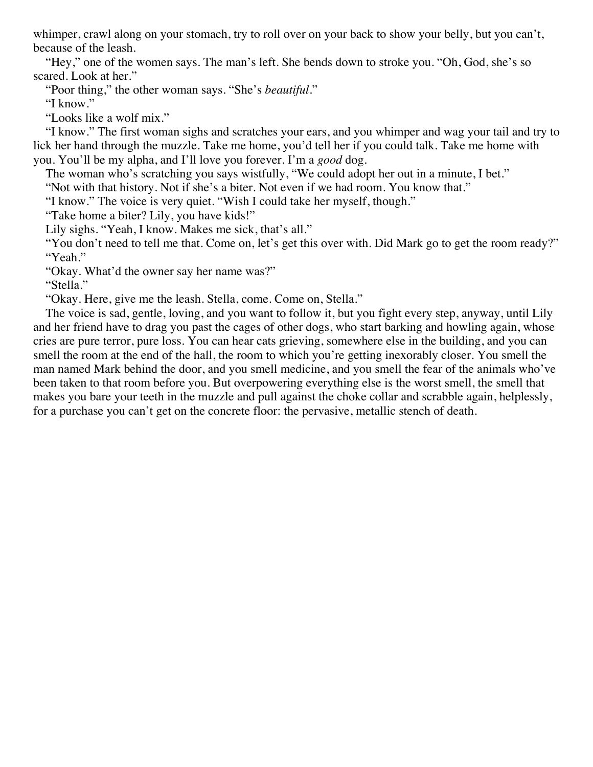whimper, crawl along on your stomach, try to roll over on your back to show your belly, but you can't, because of the leash.

"Hey," one of the women says. The man's left. She bends down to stroke you. "Oh, God, she's so scared. Look at her."

"Poor thing," the other woman says. "She's *beautiful*."

"I know."

"Looks like a wolf mix."

"I know." The first woman sighs and scratches your ears, and you whimper and wag your tail and try to lick her hand through the muzzle. Take me home, you'd tell her if you could talk. Take me home with you. You'll be my alpha, and I'll love you forever. I'm a *good* dog.

The woman who's scratching you says wistfully, "We could adopt her out in a minute, I bet."

"Not with that history. Not if she's a biter. Not even if we had room. You know that."

"I know." The voice is very quiet. "Wish I could take her myself, though."

"Take home a biter? Lily, you have kids!"

Lily sighs. "Yeah, I know. Makes me sick, that's all."

"You don't need to tell me that. Come on, let's get this over with. Did Mark go to get the room ready?"

"Yeah."

"Okay. What'd the owner say her name was?"

"Stella."

"Okay. Here, give me the leash. Stella, come. Come on, Stella."

The voice is sad, gentle, loving, and you want to follow it, but you fight every step, anyway, until Lily and her friend have to drag you past the cages of other dogs, who start barking and howling again, whose cries are pure terror, pure loss. You can hear cats grieving, somewhere else in the building, and you can smell the room at the end of the hall, the room to which you're getting inexorably closer. You smell the man named Mark behind the door, and you smell medicine, and you smell the fear of the animals who've been taken to that room before you. But overpowering everything else is the worst smell, the smell that makes you bare your teeth in the muzzle and pull against the choke collar and scrabble again, helplessly, for a purchase you can't get on the concrete floor: the pervasive, metallic stench of death.